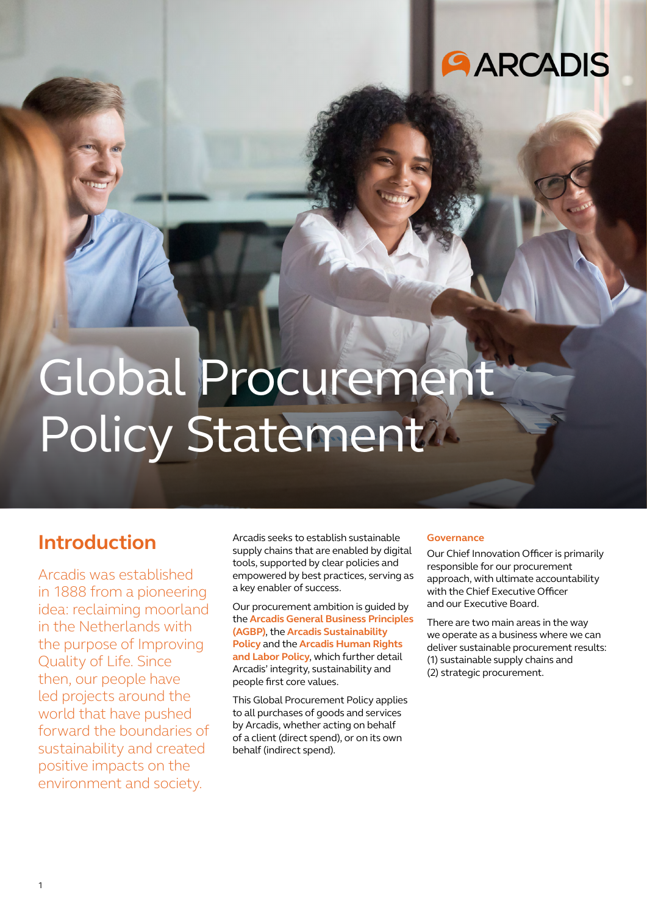ARCADIS

# Global Procurement Policy Statement

## Introduction

Arcadis was established in 1888 from a pioneering idea: reclaiming moorland in the Netherlands with the purpose of Improving Quality of Life. Since then, our people have led projects around the world that have pushed forward the boundaries of sustainability and created positive impacts on the environment and society.

Arcadis seeks to establish sustainable supply chains that are enabled by digital tools, supported by clear policies and empowered by best practices, serving as a key enabler of success.

Our procurement ambition is guided by the **Arcadis General Business Principles (AGBP)**, the **Arcadis Sustainability Policy** and the **Arcadis Human Rights and Labor Policy**, which further detail Arcadis' integrity, sustainability and people first core values.

This Global Procurement Policy applies to all purchases of goods and services by Arcadis, whether acting on behalf of a client (direct spend), or on its own behalf (indirect spend).

### Governance

Our Chief Innovation Officer is primarily responsible for our procurement approach, with ultimate accountability with the Chief Executive Officer and our Executive Board.

There are two main areas in the way we operate as a business where we can deliver sustainable procurement results: (1) sustainable supply chains and (2) strategic procurement.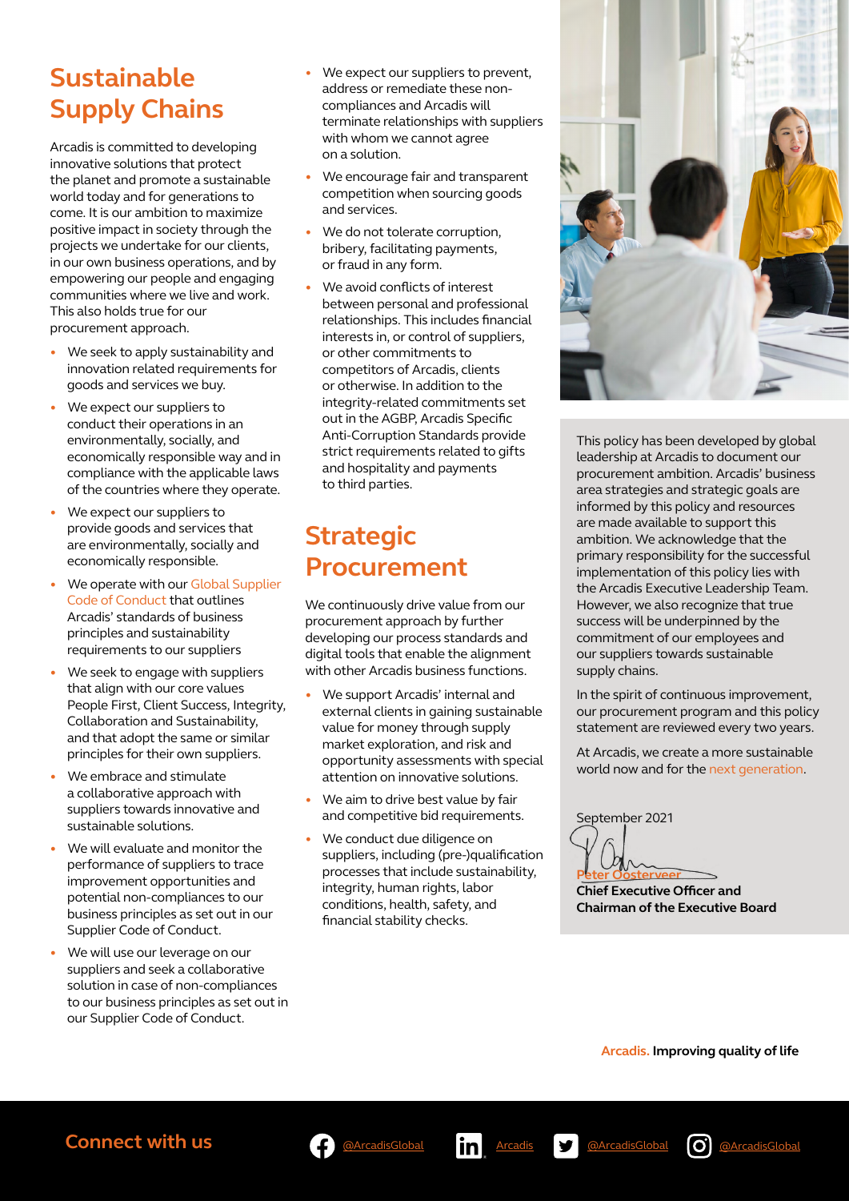## Sustainable Supply Chains

Arcadis is committed to developing innovative solutions that protect the planet and promote a sustainable world today and for generations to come. It is our ambition to maximize positive impact in society through the projects we undertake for our clients, in our own business operations, and by empowering our people and engaging communities where we live and work. This also holds true for our procurement approach.

- We seek to apply sustainability and innovation related requirements for goods and services we buy.
- We expect our suppliers to conduct their operations in an environmentally, socially, and economically responsible way and in compliance with the applicable laws of the countries where they operate.
- We expect our suppliers to provide goods and services that are environmentally, socially and economically responsible.
- We operate with our Global Supplier Code of Conduct that outlines Arcadis' standards of business principles and sustainability requirements to our suppliers
- We seek to engage with suppliers that align with our core values People First, Client Success, Integrity, Collaboration and Sustainability, and that adopt the same or similar principles for their own suppliers.
- We embrace and stimulate a collaborative approach with suppliers towards innovative and sustainable solutions.
- We will evaluate and monitor the performance of suppliers to trace improvement opportunities and potential non-compliances to our business principles as set out in our Supplier Code of Conduct.
- We will use our leverage on our suppliers and seek a collaborative solution in case of non-compliances to our business principles as set out in our Supplier Code of Conduct.
- We expect our suppliers to prevent, address or remediate these non-compliances and Arcadis will terminate relationships with suppliers with whom we cannot agree on a solution.
- We encourage fair and transparent competition when sourcing goods and services.
- We do not tolerate corruption, bribery, facilitating payments, or fraud in any form.
- We avoid conflicts of interest between personal and professional relationships. This includes financial interests in, or control of suppliers, or other commitments to competitors of Arcadis, clients or otherwise. In addition to the integrity-related commitments set out in the AGBP, Arcadis Specific Anti-Corruption Standards provide strict requirements related to gifts and hospitality and payments to third parties.

## Strategic Procurement

We continuously drive value from our procurement approach by further developing our process standards and digital tools that enable the alignment with other Arcadis business functions.

- We support Arcadis' internal and external clients in gaining sustainable value for money through supply market exploration, and risk and opportunity assessments with special attention on innovative solutions.
- We aim to drive best value by fair and competitive bid requirements.
- We conduct due diligence on suppliers, including (pre-)qualification processes that include sustainability, integrity, human rights, labor conditions, health, safety, and financial stability checks.

This policy has been developed by global leadership at Arcadis to document our procurement ambition. Arcadis' business area strategies and strategic goals are informed by this policy and resources are made available to support this ambition. We acknowledge that the primary responsibility for the successful implementation of this policy lies with the Arcadis Executive Leadership Team. However, we also recognize that true success will be underpinned by the commitment of our employees and our suppliers towards sustainable supply chains.

In the spirit of continuous improvement, our procurement program and this policy statement are reviewed every two years.

At Arcadis, we create a more sustainable world now and for the next generation.

September 2021

Peter Oosterveer
**Chief Executive Officer and Chairman of the Executive Board**

**Arcadis. Improving quality of life**

## Connect with us

@ArcadisGlobal   Arcadis   @ArcadisGlobal   @ArcadisGlobal